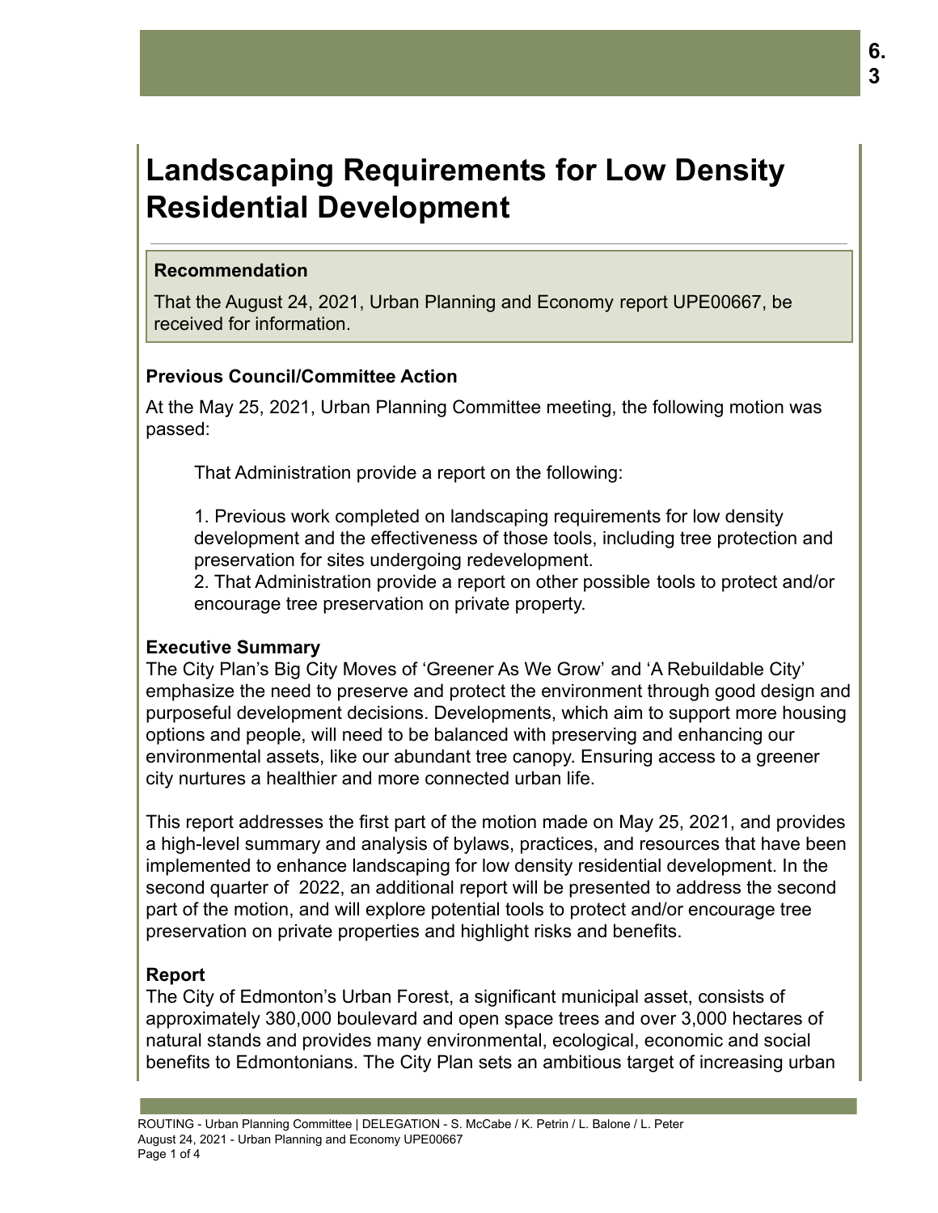# Landscaping Requirements for Low Density Residential Development

### Recommendation

That the August 24, 2021, Urban Planning and Economy report UPE00667, be received for information.

### Previous Council/Committee Action

At the May 25, 2021, Urban Planning Committee meeting, the following motion was passed:

> That Administration provide a report on the following:
>
> 1. Previous work completed on landscaping requirements for low density development and the effectiveness of those tools, including tree protection and preservation for sites undergoing redevelopment.
> 2. That Administration provide a report on other possible tools to protect and/or encourage tree preservation on private property.

### Executive Summary

The City Plan's Big City Moves of 'Greener As We Grow' and 'A Rebuildable City' emphasize the need to preserve and protect the environment through good design and purposeful development decisions. Developments, which aim to support more housing options and people, will need to be balanced with preserving and enhancing our environmental assets, like our abundant tree canopy. Ensuring access to a greener city nurtures a healthier and more connected urban life.

This report addresses the first part of the motion made on May 25, 2021, and provides a high-level summary and analysis of bylaws, practices, and resources that have been implemented to enhance landscaping for low density residential development. In the second quarter of 2022, an additional report will be presented to address the second part of the motion, and will explore potential tools to protect and/or encourage tree preservation on private properties and highlight risks and benefits.

### Report

The City of Edmonton's Urban Forest, a significant municipal asset, consists of approximately 380,000 boulevard and open space trees and over 3,000 hectares of natural stands and provides many environmental, ecological, economic and social benefits to Edmontonians. The City Plan sets an ambitious target of increasing urban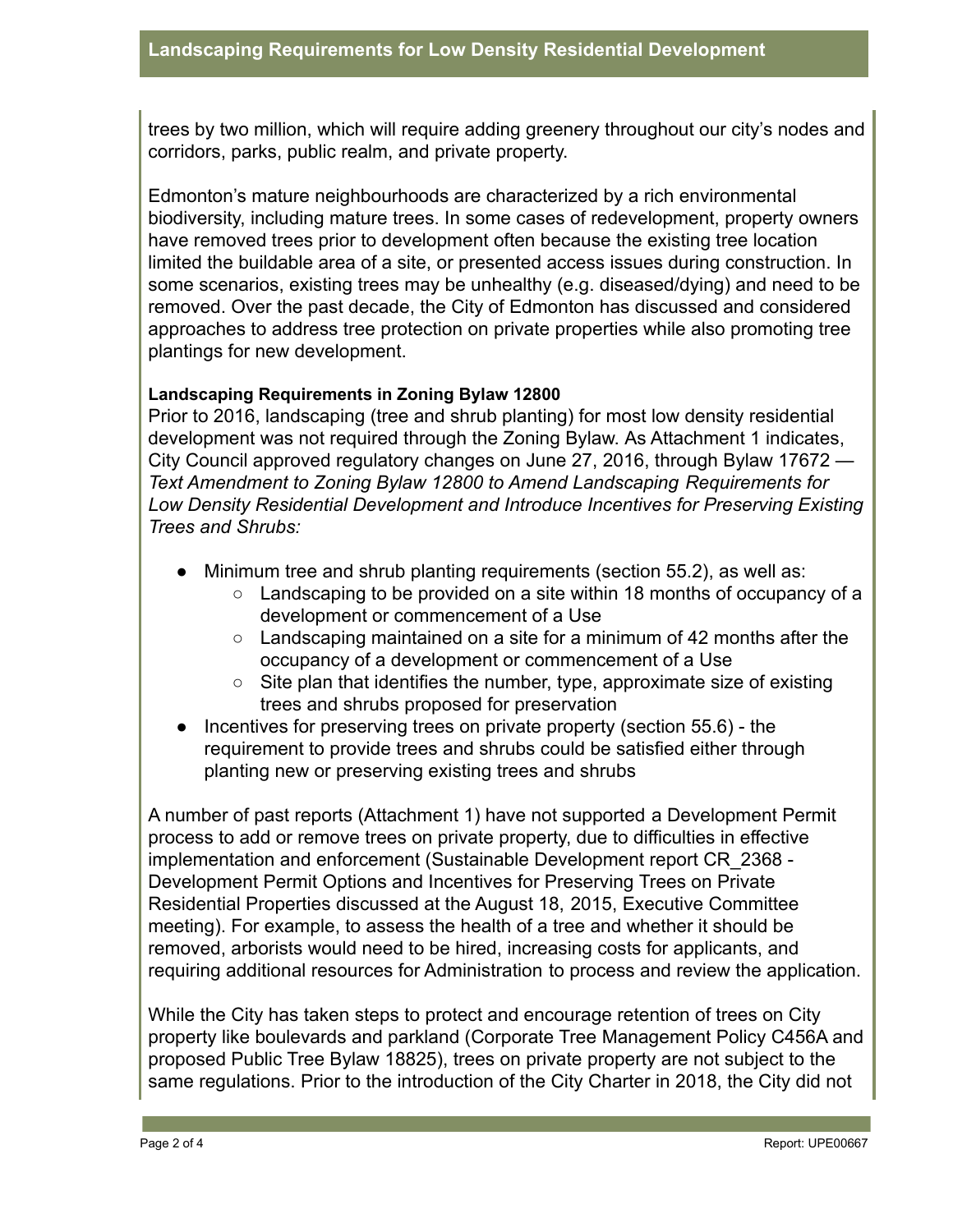trees by two million, which will require adding greenery throughout our city's nodes and corridors, parks, public realm, and private property.

Edmonton's mature neighbourhoods are characterized by a rich environmental biodiversity, including mature trees. In some cases of redevelopment, property owners have removed trees prior to development often because the existing tree location limited the buildable area of a site, or presented access issues during construction. In some scenarios, existing trees may be unhealthy (e.g. diseased/dying) and need to be removed. Over the past decade, the City of Edmonton has discussed and considered approaches to address tree protection on private properties while also promoting tree plantings for new development.

**Landscaping Requirements in Zoning Bylaw 12800**

Prior to 2016, landscaping (tree and shrub planting) for most low density residential development was not required through the Zoning Bylaw. As Attachment 1 indicates, City Council approved regulatory changes on June 27, 2016, through Bylaw 17672 — *Text Amendment to Zoning Bylaw 12800 to Amend Landscaping Requirements for Low Density Residential Development and Introduce Incentives for Preserving Existing Trees and Shrubs:*

- Minimum tree and shrub planting requirements (section 55.2), as well as:
  - Landscaping to be provided on a site within 18 months of occupancy of a development or commencement of a Use
  - Landscaping maintained on a site for a minimum of 42 months after the occupancy of a development or commencement of a Use
  - Site plan that identifies the number, type, approximate size of existing trees and shrubs proposed for preservation
- Incentives for preserving trees on private property (section 55.6) - the requirement to provide trees and shrubs could be satisfied either through planting new or preserving existing trees and shrubs

A number of past reports (Attachment 1) have not supported a Development Permit process to add or remove trees on private property, due to difficulties in effective implementation and enforcement (Sustainable Development report CR_2368 - Development Permit Options and Incentives for Preserving Trees on Private Residential Properties discussed at the August 18, 2015, Executive Committee meeting). For example, to assess the health of a tree and whether it should be removed, arborists would need to be hired, increasing costs for applicants, and requiring additional resources for Administration to process and review the application.

While the City has taken steps to protect and encourage retention of trees on City property like boulevards and parkland (Corporate Tree Management Policy C456A and proposed Public Tree Bylaw 18825), trees on private property are not subject to the same regulations. Prior to the introduction of the City Charter in 2018, the City did not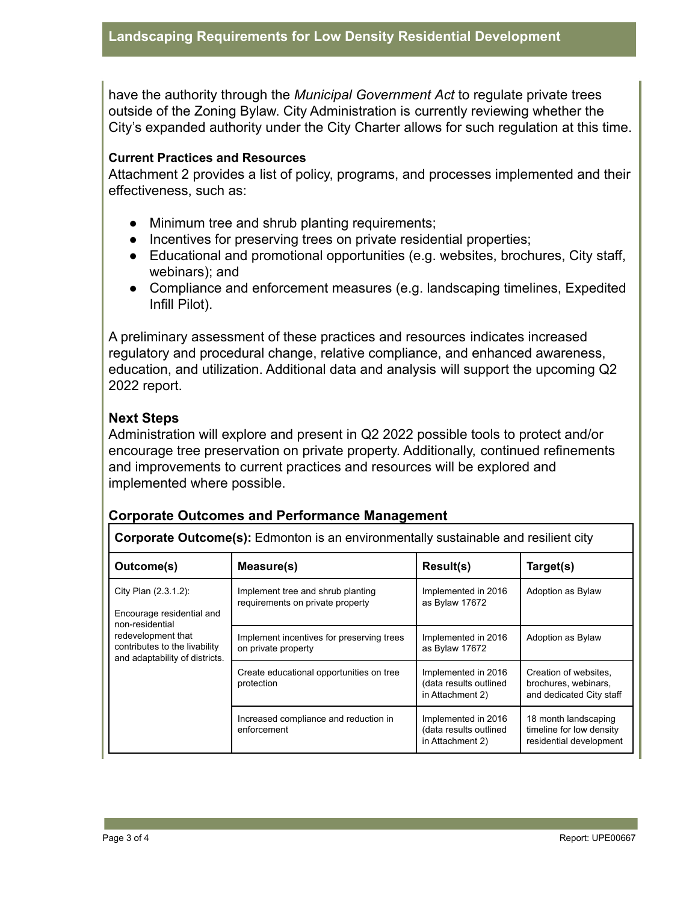have the authority through the *Municipal Government Act* to regulate private trees outside of the Zoning Bylaw. City Administration is currently reviewing whether the City's expanded authority under the City Charter allows for such regulation at this time.

**Current Practices and Resources**

Attachment 2 provides a list of policy, programs, and processes implemented and their effectiveness, such as:

- Minimum tree and shrub planting requirements;
- Incentives for preserving trees on private residential properties;
- Educational and promotional opportunities (e.g. websites, brochures, City staff, webinars); and
- Compliance and enforcement measures (e.g. landscaping timelines, Expedited Infill Pilot).

A preliminary assessment of these practices and resources indicates increased regulatory and procedural change, relative compliance, and enhanced awareness, education, and utilization. Additional data and analysis will support the upcoming Q2 2022 report.

## Next Steps

Administration will explore and present in Q2 2022 possible tools to protect and/or encourage tree preservation on private property. Additionally, continued refinements and improvements to current practices and resources will be explored and implemented where possible.

## Corporate Outcomes and Performance Management

**Corporate Outcome(s):** Edmonton is an environmentally sustainable and resilient city

| Outcome(s) | Measure(s) | Result(s) | Target(s) |
|---|---|---|---|
| City Plan (2.3.1.2): Encourage residential and non-residential redevelopment that contributes to the livability and adaptability of districts. | Implement tree and shrub planting requirements on private property | Implemented in 2016 as Bylaw 17672 | Adoption as Bylaw |
| | Implement incentives for preserving trees on private property | Implemented in 2016 as Bylaw 17672 | Adoption as Bylaw |
| | Create educational opportunities on tree protection | Implemented in 2016 (data results outlined in Attachment 2) | Creation of websites, brochures, webinars, and dedicated City staff |
| | Increased compliance and reduction in enforcement | Implemented in 2016 (data results outlined in Attachment 2) | 18 month landscaping timeline for low density residential development |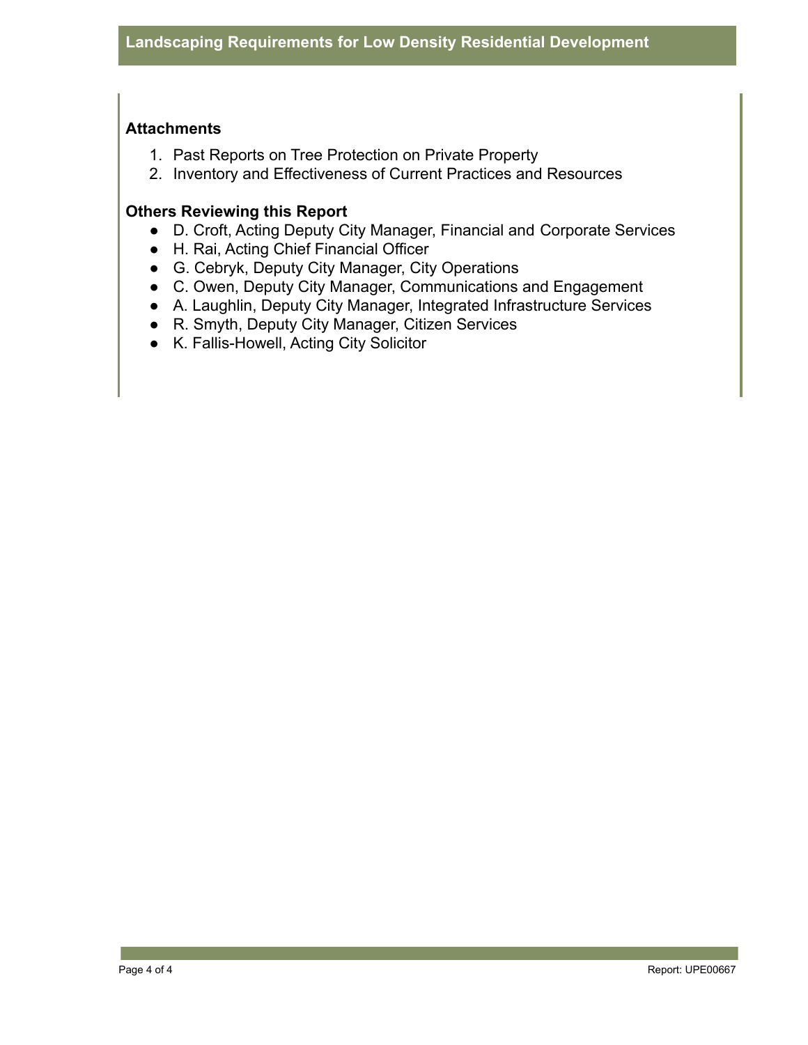## Attachments

1. Past Reports on Tree Protection on Private Property
2. Inventory and Effectiveness of Current Practices and Resources

## Others Reviewing this Report

- D. Croft, Acting Deputy City Manager, Financial and Corporate Services
- H. Rai, Acting Chief Financial Officer
- G. Cebryk, Deputy City Manager, City Operations
- C. Owen, Deputy City Manager, Communications and Engagement
- A. Laughlin, Deputy City Manager, Integrated Infrastructure Services
- R. Smyth, Deputy City Manager, Citizen Services
- K. Fallis-Howell, Acting City Solicitor